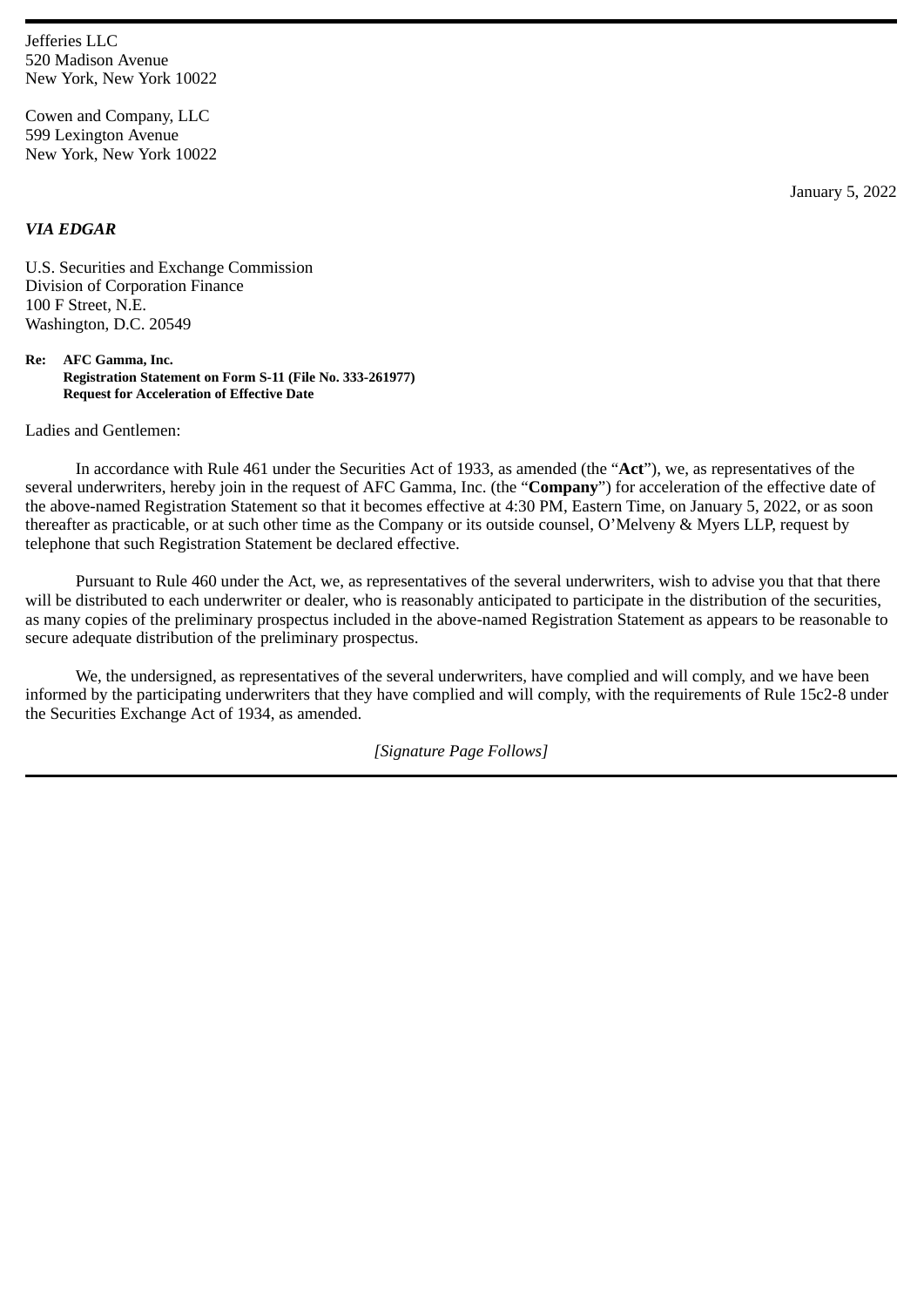Jefferies LLC
520 Madison Avenue
New York, New York 10022

Cowen and Company, LLC
599 Lexington Avenue
New York, New York 10022

January 5, 2022

***VIA EDGAR***

U.S. Securities and Exchange Commission
Division of Corporation Finance
100 F Street, N.E.
Washington, D.C. 20549

**Re: AFC Gamma, Inc.**
**Registration Statement on Form S-11 (File No. 333-261977)**
**Request for Acceleration of Effective Date**

Ladies and Gentlemen:

In accordance with Rule 461 under the Securities Act of 1933, as amended (the "**Act**"), we, as representatives of the several underwriters, hereby join in the request of AFC Gamma, Inc. (the "**Company**") for acceleration of the effective date of the above-named Registration Statement so that it becomes effective at 4:30 PM, Eastern Time, on January 5, 2022, or as soon thereafter as practicable, or at such other time as the Company or its outside counsel, O'Melveny & Myers LLP, request by telephone that such Registration Statement be declared effective.

Pursuant to Rule 460 under the Act, we, as representatives of the several underwriters, wish to advise you that that there will be distributed to each underwriter or dealer, who is reasonably anticipated to participate in the distribution of the securities, as many copies of the preliminary prospectus included in the above-named Registration Statement as appears to be reasonable to secure adequate distribution of the preliminary prospectus.

We, the undersigned, as representatives of the several underwriters, have complied and will comply, and we have been informed by the participating underwriters that they have complied and will comply, with the requirements of Rule 15c2-8 under the Securities Exchange Act of 1934, as amended.

*[Signature Page Follows]*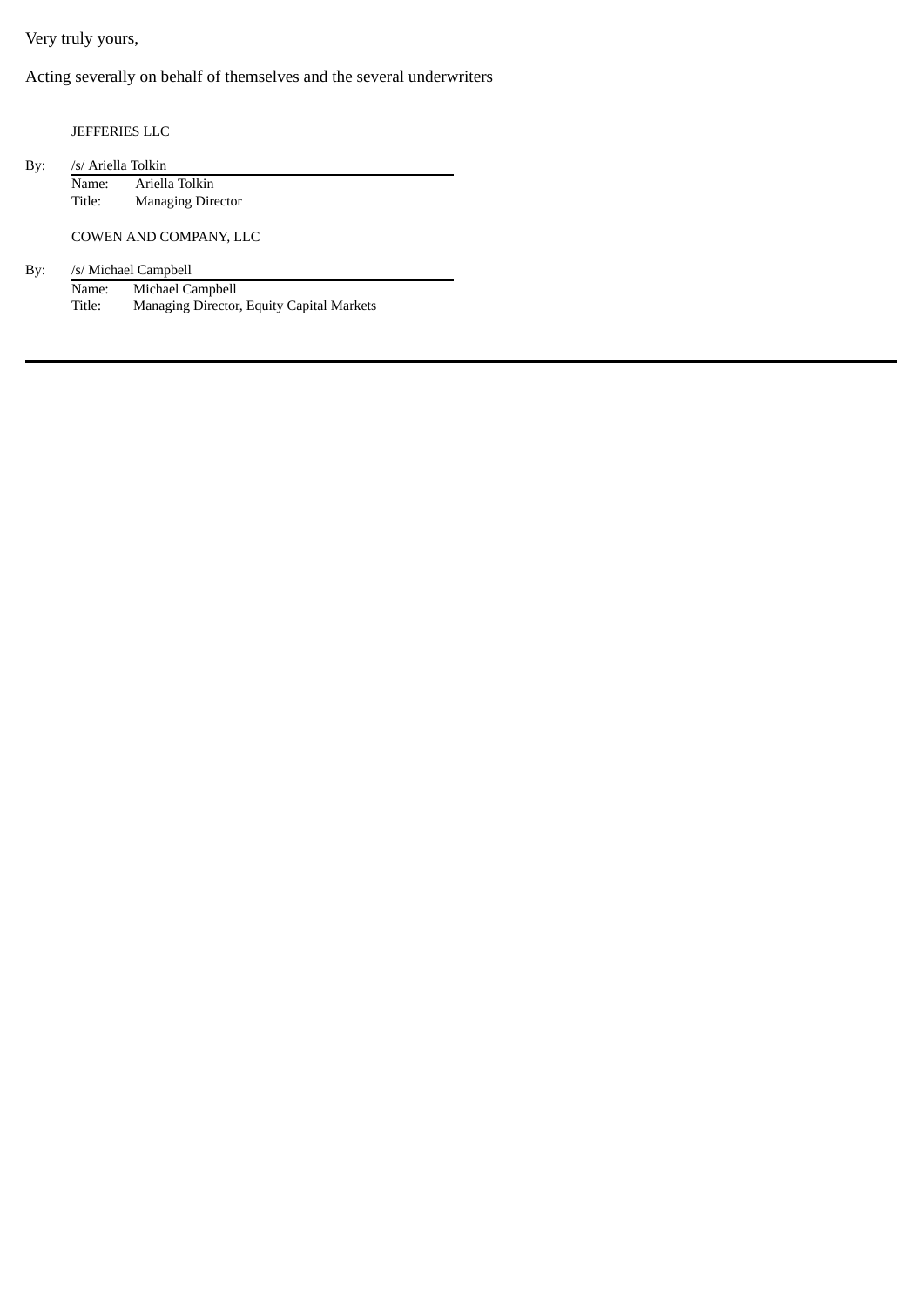Very truly yours,

Acting severally on behalf of themselves and the several underwriters

JEFFERIES LLC

By: /s/ Ariella Tolkin
Name: Ariella Tolkin
Title: Managing Director

COWEN AND COMPANY, LLC

By: /s/ Michael Campbell
Name: Michael Campbell
Title: Managing Director, Equity Capital Markets